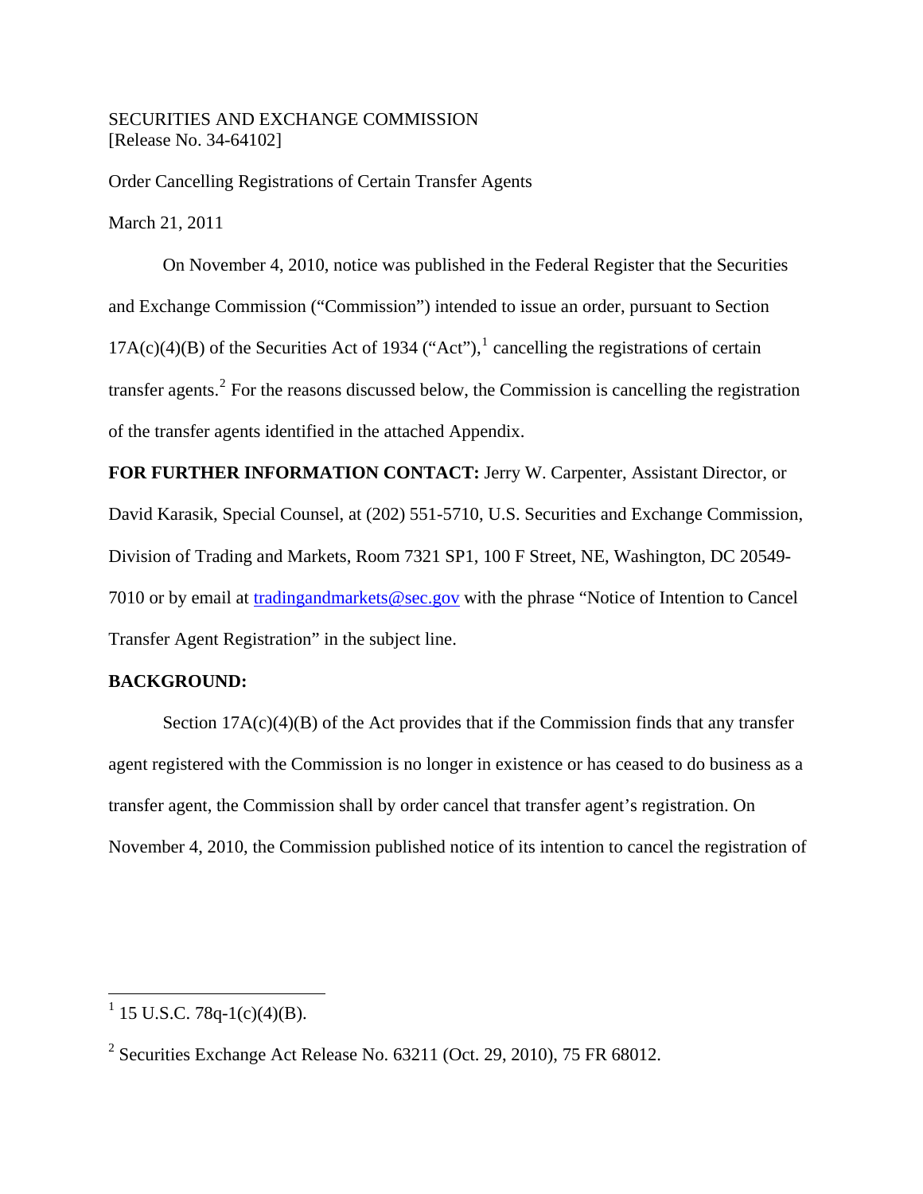SECURITIES AND EXCHANGE COMMISSION
[Release No. 34-64102]

Order Cancelling Registrations of Certain Transfer Agents

March 21, 2011

On November 4, 2010, notice was published in the Federal Register that the Securities and Exchange Commission ("Commission") intended to issue an order, pursuant to Section 17A(c)(4)(B) of the Securities Act of 1934 ("Act"),[1] cancelling the registrations of certain transfer agents.[2] For the reasons discussed below, the Commission is cancelling the registration of the transfer agents identified in the attached Appendix.

**FOR FURTHER INFORMATION CONTACT:** Jerry W. Carpenter, Assistant Director, or David Karasik, Special Counsel, at (202) 551-5710, U.S. Securities and Exchange Commission, Division of Trading and Markets, Room 7321 SP1, 100 F Street, NE, Washington, DC 20549-7010 or by email at tradingandmarkets@sec.gov with the phrase "Notice of Intention to Cancel Transfer Agent Registration" in the subject line.

**BACKGROUND:**

Section 17A(c)(4)(B) of the Act provides that if the Commission finds that any transfer agent registered with the Commission is no longer in existence or has ceased to do business as a transfer agent, the Commission shall by order cancel that transfer agent's registration. On November 4, 2010, the Commission published notice of its intention to cancel the registration of

---

[1] 15 U.S.C. 78q-1(c)(4)(B).

[2] Securities Exchange Act Release No. 63211 (Oct. 29, 2010), 75 FR 68012.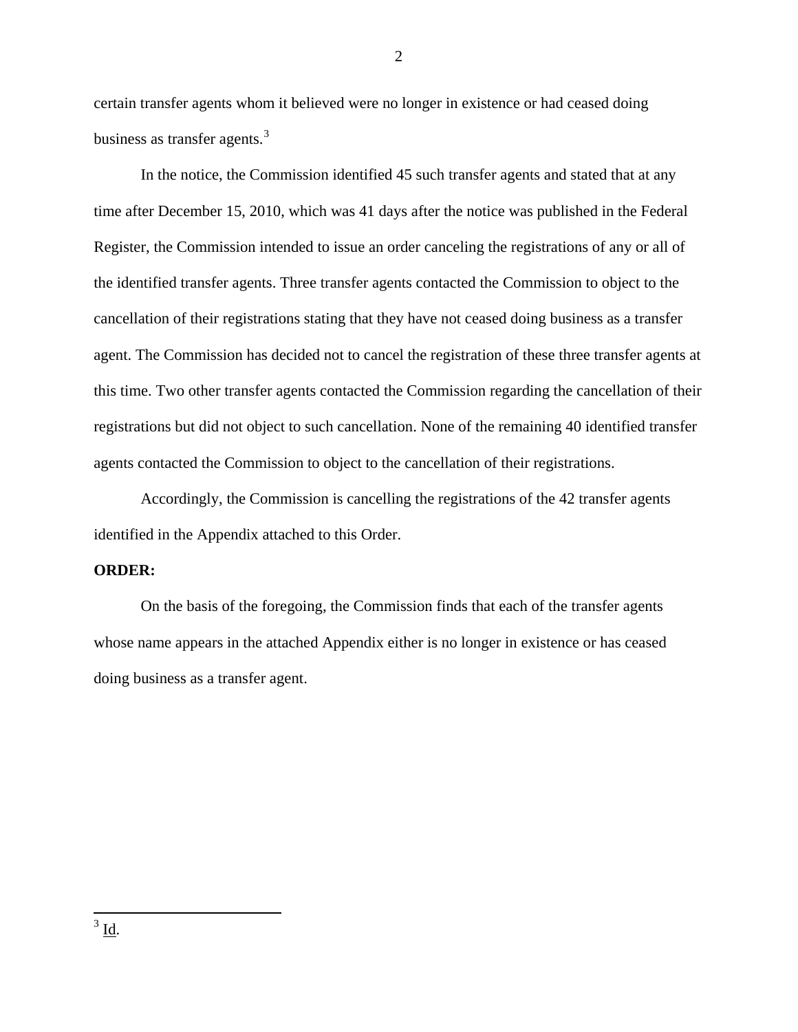certain transfer agents whom it believed were no longer in existence or had ceased doing business as transfer agents.[3]

In the notice, the Commission identified 45 such transfer agents and stated that at any time after December 15, 2010, which was 41 days after the notice was published in the Federal Register, the Commission intended to issue an order canceling the registrations of any or all of the identified transfer agents. Three transfer agents contacted the Commission to object to the cancellation of their registrations stating that they have not ceased doing business as a transfer agent. The Commission has decided not to cancel the registration of these three transfer agents at this time. Two other transfer agents contacted the Commission regarding the cancellation of their registrations but did not object to such cancellation. None of the remaining 40 identified transfer agents contacted the Commission to object to the cancellation of their registrations.

Accordingly, the Commission is cancelling the registrations of the 42 transfer agents identified in the Appendix attached to this Order.

**ORDER:**

On the basis of the foregoing, the Commission finds that each of the transfer agents whose name appears in the attached Appendix either is no longer in existence or has ceased doing business as a transfer agent.

---

[3] Id.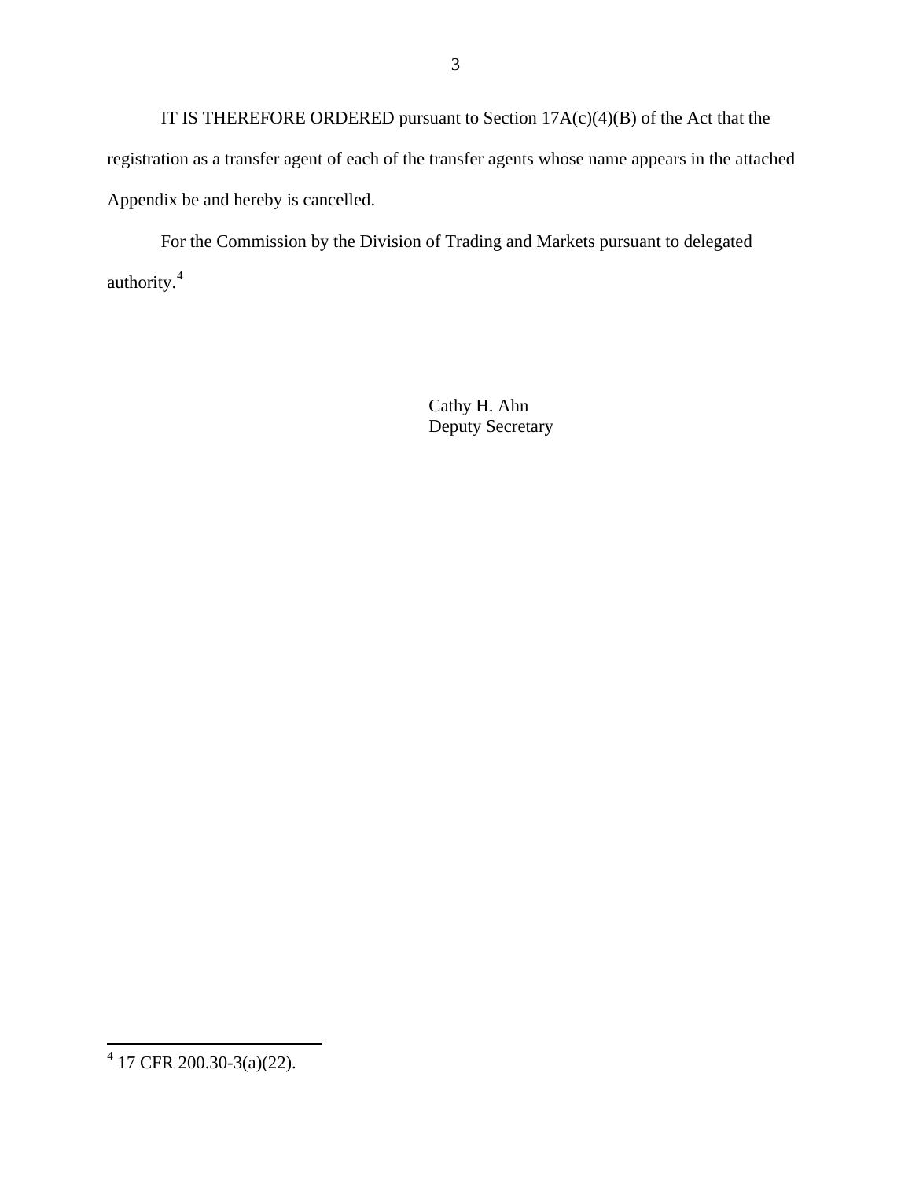IT IS THEREFORE ORDERED pursuant to Section 17A(c)(4)(B) of the Act that the registration as a transfer agent of each of the transfer agents whose name appears in the attached Appendix be and hereby is cancelled.

For the Commission by the Division of Trading and Markets pursuant to delegated authority.[4]

Cathy H. Ahn
Deputy Secretary

---

[4] 17 CFR 200.30-3(a)(22).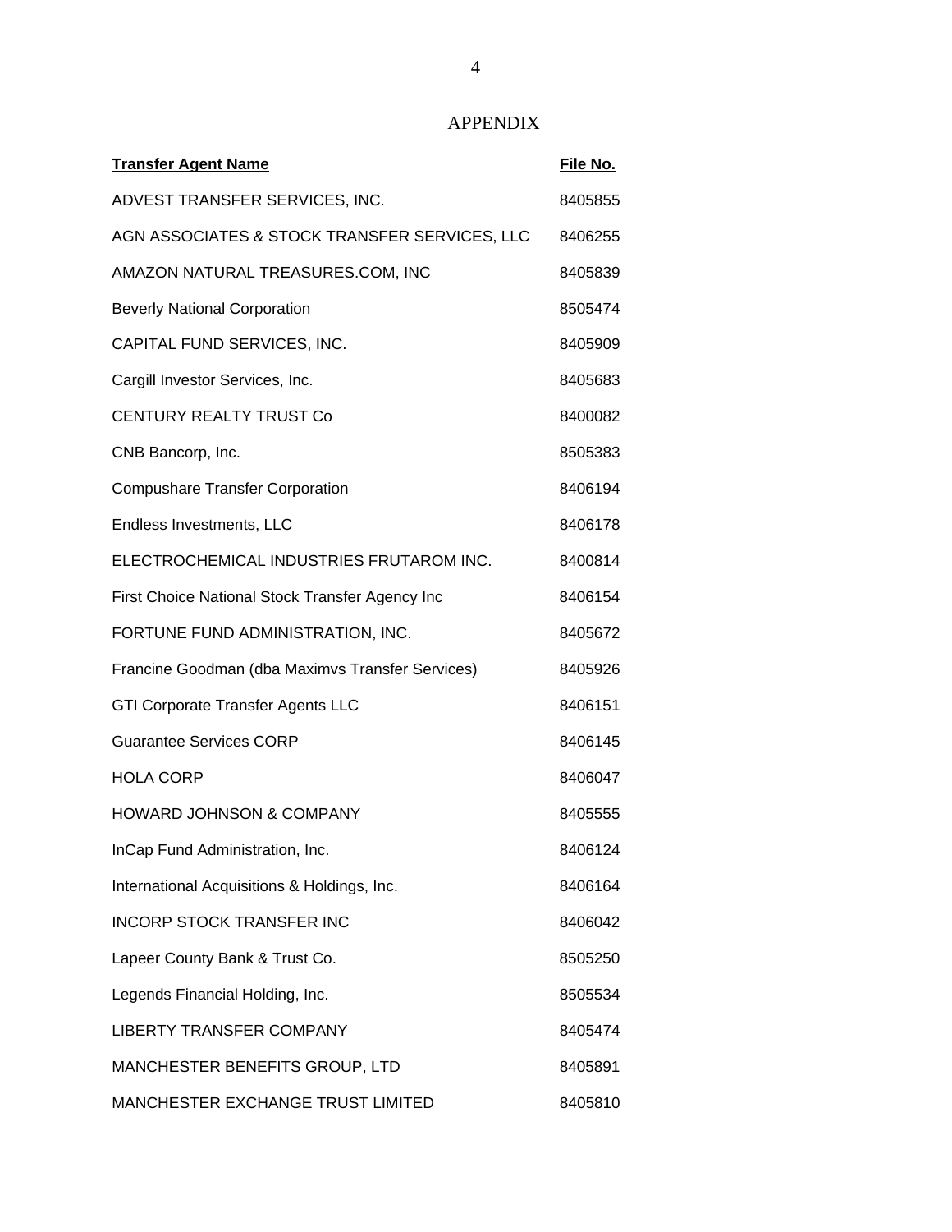# APPENDIX

| Transfer Agent Name | File No. |
|---|---|
| ADVEST TRANSFER SERVICES, INC. | 8405855 |
| AGN ASSOCIATES & STOCK TRANSFER SERVICES, LLC | 8406255 |
| AMAZON NATURAL TREASURES.COM, INC | 8405839 |
| Beverly National Corporation | 8505474 |
| CAPITAL FUND SERVICES, INC. | 8405909 |
| Cargill Investor Services, Inc. | 8405683 |
| CENTURY REALTY TRUST Co | 8400082 |
| CNB Bancorp, Inc. | 8505383 |
| Compushare Transfer Corporation | 8406194 |
| Endless Investments, LLC | 8406178 |
| ELECTROCHEMICAL INDUSTRIES FRUTAROM INC. | 8400814 |
| First Choice National Stock Transfer Agency Inc | 8406154 |
| FORTUNE FUND ADMINISTRATION, INC. | 8405672 |
| Francine Goodman (dba Maximvs Transfer Services) | 8405926 |
| GTI Corporate Transfer Agents LLC | 8406151 |
| Guarantee Services CORP | 8406145 |
| HOLA CORP | 8406047 |
| HOWARD JOHNSON & COMPANY | 8405555 |
| InCap Fund Administration, Inc. | 8406124 |
| International Acquisitions & Holdings, Inc. | 8406164 |
| INCORP STOCK TRANSFER INC | 8406042 |
| Lapeer County Bank & Trust Co. | 8505250 |
| Legends Financial Holding, Inc. | 8505534 |
| LIBERTY TRANSFER COMPANY | 8405474 |
| MANCHESTER BENEFITS GROUP, LTD | 8405891 |
| MANCHESTER EXCHANGE TRUST LIMITED | 8405810 |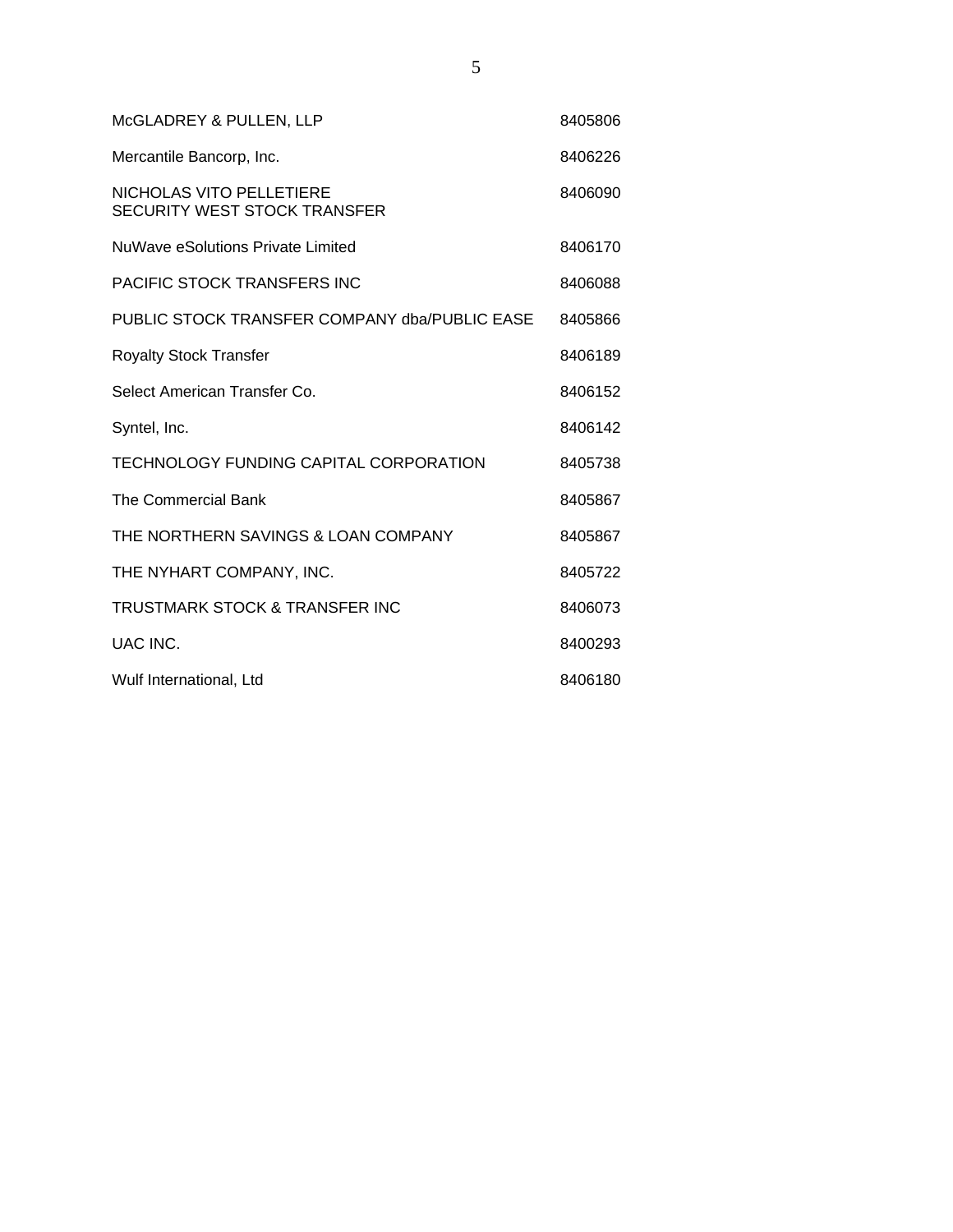| | |
|---|---|
| McGLADREY & PULLEN, LLP | 8405806 |
| Mercantile Bancorp, Inc. | 8406226 |
| NICHOLAS VITO PELLETIERE SECURITY WEST STOCK TRANSFER | 8406090 |
| NuWave eSolutions Private Limited | 8406170 |
| PACIFIC STOCK TRANSFERS INC | 8406088 |
| PUBLIC STOCK TRANSFER COMPANY dba/PUBLIC EASE | 8405866 |
| Royalty Stock Transfer | 8406189 |
| Select American Transfer Co. | 8406152 |
| Syntel, Inc. | 8406142 |
| TECHNOLOGY FUNDING CAPITAL CORPORATION | 8405738 |
| The Commercial Bank | 8405867 |
| THE NORTHERN SAVINGS & LOAN COMPANY | 8405867 |
| THE NYHART COMPANY, INC. | 8405722 |
| TRUSTMARK STOCK & TRANSFER INC | 8406073 |
| UAC INC. | 8400293 |
| Wulf International, Ltd | 8406180 |